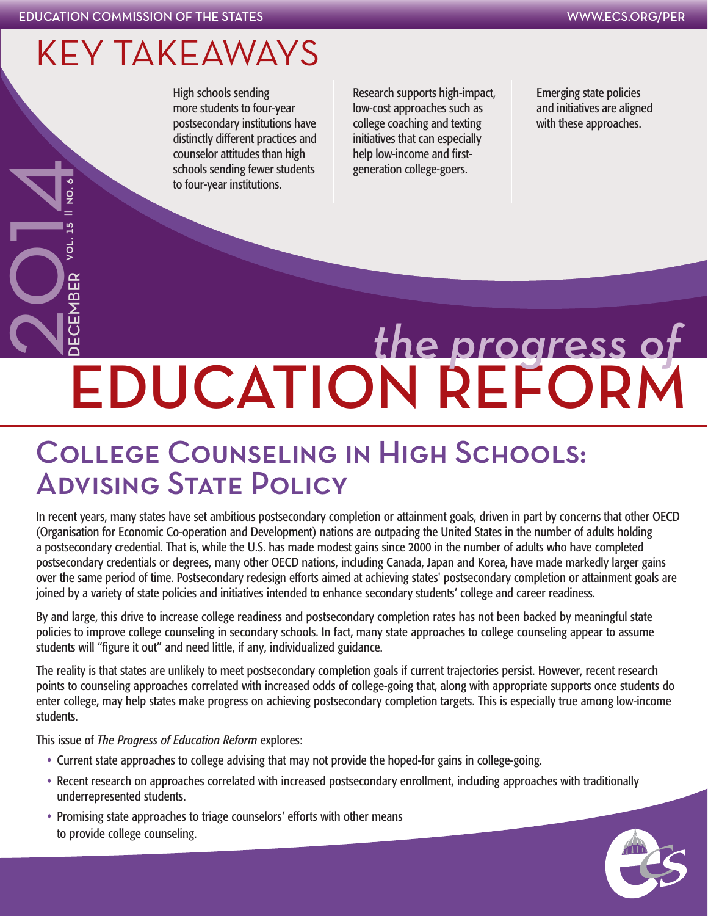# KEY TAKEAWAYS

High schools sending more students to four-year postsecondary institutions have distinctly different practices and counselor attitudes than high schools sending fewer students to four-year institutions.

Research supports high-impact, low-cost approaches such as college coaching and texting initiatives that can especially help low-income and first-generation college-goers.

Emerging state policies and initiatives are aligned with these approaches.

2014 DECEMBER VOL. 15 || NO. 6

*the progress of*
# EDUCATION REFORM

## College Counseling in High Schools: Advising State Policy

In recent years, many states have set ambitious postsecondary completion or attainment goals, driven in part by concerns that other OECD (Organisation for Economic Co-operation and Development) nations are outpacing the United States in the number of adults holding a postsecondary credential. That is, while the U.S. has made modest gains since 2000 in the number of adults who have completed postsecondary credentials or degrees, many other OECD nations, including Canada, Japan and Korea, have made markedly larger gains over the same period of time. Postsecondary redesign efforts aimed at achieving states' postsecondary completion or attainment goals are joined by a variety of state policies and initiatives intended to enhance secondary students' college and career readiness.

By and large, this drive to increase college readiness and postsecondary completion rates has not been backed by meaningful state policies to improve college counseling in secondary schools. In fact, many state approaches to college counseling appear to assume students will "figure it out" and need little, if any, individualized guidance.

The reality is that states are unlikely to meet postsecondary completion goals if current trajectories persist. However, recent research points to counseling approaches correlated with increased odds of college-going that, along with appropriate supports once students do enter college, may help states make progress on achieving postsecondary completion targets. This is especially true among low-income students.

This issue of *The Progress of Education Reform* explores:

- Current state approaches to college advising that may not provide the hoped-for gains in college-going.
- Recent research on approaches correlated with increased postsecondary enrollment, including approaches with traditionally underrepresented students.
- Promising state approaches to triage counselors' efforts with other means to provide college counseling.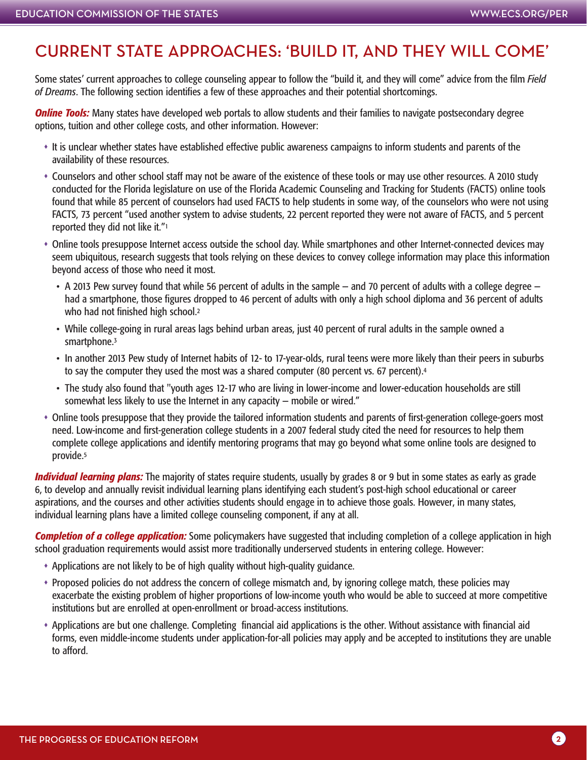## CURRENT STATE APPROACHES: 'BUILD IT, AND THEY WILL COME'

Some states' current approaches to college counseling appear to follow the "build it, and they will come" advice from the film *Field of Dreams*. The following section identifies a few of these approaches and their potential shortcomings.

***Online Tools:*** Many states have developed web portals to allow students and their families to navigate postsecondary degree options, tuition and other college costs, and other information. However:

- It is unclear whether states have established effective public awareness campaigns to inform students and parents of the availability of these resources.
- Counselors and other school staff may not be aware of the existence of these tools or may use other resources. A 2010 study conducted for the Florida legislature on use of the Florida Academic Counseling and Tracking for Students (FACTS) online tools found that while 85 percent of counselors had used FACTS to help students in some way, of the counselors who were not using FACTS, 73 percent "used another system to advise students, 22 percent reported they were not aware of FACTS, and 5 percent reported they did not like it."[1]
- Online tools presuppose Internet access outside the school day. While smartphones and other Internet-connected devices may seem ubiquitous, research suggests that tools relying on these devices to convey college information may place this information beyond access of those who need it most.
  - A 2013 Pew survey found that while 56 percent of adults in the sample – and 70 percent of adults with a college degree – had a smartphone, those figures dropped to 46 percent of adults with only a high school diploma and 36 percent of adults who had not finished high school.[2]
  - While college-going in rural areas lags behind urban areas, just 40 percent of rural adults in the sample owned a smartphone.[3]
  - In another 2013 Pew study of Internet habits of 12- to 17-year-olds, rural teens were more likely than their peers in suburbs to say the computer they used the most was a shared computer (80 percent vs. 67 percent).[4]
  - The study also found that "youth ages 12-17 who are living in lower-income and lower-education households are still somewhat less likely to use the Internet in any capacity – mobile or wired."
- Online tools presuppose that they provide the tailored information students and parents of first-generation college-goers most need. Low-income and first-generation college students in a 2007 federal study cited the need for resources to help them complete college applications and identify mentoring programs that may go beyond what some online tools are designed to provide.[5]

***Individual learning plans:*** The majority of states require students, usually by grades 8 or 9 but in some states as early as grade 6, to develop and annually revisit individual learning plans identifying each student's post-high school educational or career aspirations, and the courses and other activities students should engage in to achieve those goals. However, in many states, individual learning plans have a limited college counseling component, if any at all.

***Completion of a college application:*** Some policymakers have suggested that including completion of a college application in high school graduation requirements would assist more traditionally underserved students in entering college. However:

- Applications are not likely to be of high quality without high-quality guidance.
- Proposed policies do not address the concern of college mismatch and, by ignoring college match, these policies may exacerbate the existing problem of higher proportions of low-income youth who would be able to succeed at more competitive institutions but are enrolled at open-enrollment or broad-access institutions.
- Applications are but one challenge. Completing financial aid applications is the other. Without assistance with financial aid forms, even middle-income students under application-for-all policies may apply and be accepted to institutions they are unable to afford.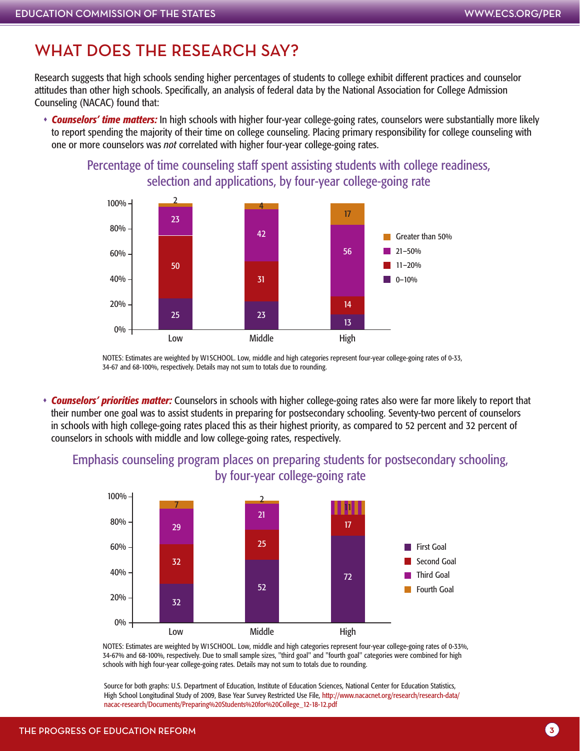## WHAT DOES THE RESEARCH SAY?

Research suggests that high schools sending higher percentages of students to college exhibit different practices and counselor attitudes than other high schools. Specifically, an analysis of federal data by the National Association for College Admission Counseling (NACAC) found that:

- ***Counselors' time matters:*** In high schools with higher four-year college-going rates, counselors were substantially more likely to report spending the majority of their time on college counseling. Placing primary responsibility for college counseling with one or more counselors was *not* correlated with higher four-year college-going rates.

### Percentage of time counseling staff spent assisting students with college readiness, selection and applications, by four-year college-going rate

| | Low | Middle | High |
|---|---|---|---|
| Greater than 50% | 2 | 4 | 17 |
| 21–50% | 23 | 42 | 56 |
| 11–20% | 50 | 31 | 14 |
| 0–10% | 25 | 23 | 13 |

NOTES: Estimates are weighted by W1SCHOOL. Low, middle and high categories represent four-year college-going rates of 0-33, 34-67 and 68-100%, respectively. Details may not sum to totals due to rounding.

- ***Counselors' priorities matter:*** Counselors in schools with higher college-going rates also were far more likely to report that their number one goal was to assist students in preparing for postsecondary schooling. Seventy-two percent of counselors in schools with high college-going rates placed this as their highest priority, as compared to 52 percent and 32 percent of counselors in schools with middle and low college-going rates, respectively.

### Emphasis counseling program places on preparing students for postsecondary schooling, by four-year college-going rate

| | Low | Middle | High |
|---|---|---|---|
| Fourth Goal | 7 | 2 | 11 |
| Third Goal | 29 | 21 | |
| Second Goal | 32 | 25 | 17 |
| First Goal | 32 | 52 | 72 |

NOTES: Estimates are weighted by W1SCHOOL. Low, middle and high categories represent four-year college-going rates of 0-33%, 34-67% and 68-100%, respectively. Due to small sample sizes, "third goal" and "fourth goal" categories were combined for high schools with high four-year college-going rates. Details may not sum to totals due to rounding.

Source for both graphs: U.S. Department of Education, Institute of Education Sciences, National Center for Education Statistics, High School Longitudinal Study of 2009, Base Year Survey Restricted Use File, http://www.nacacnet.org/research/research-data/nacac-research/Documents/Preparing%20Students%20for%20College_12-18-12.pdf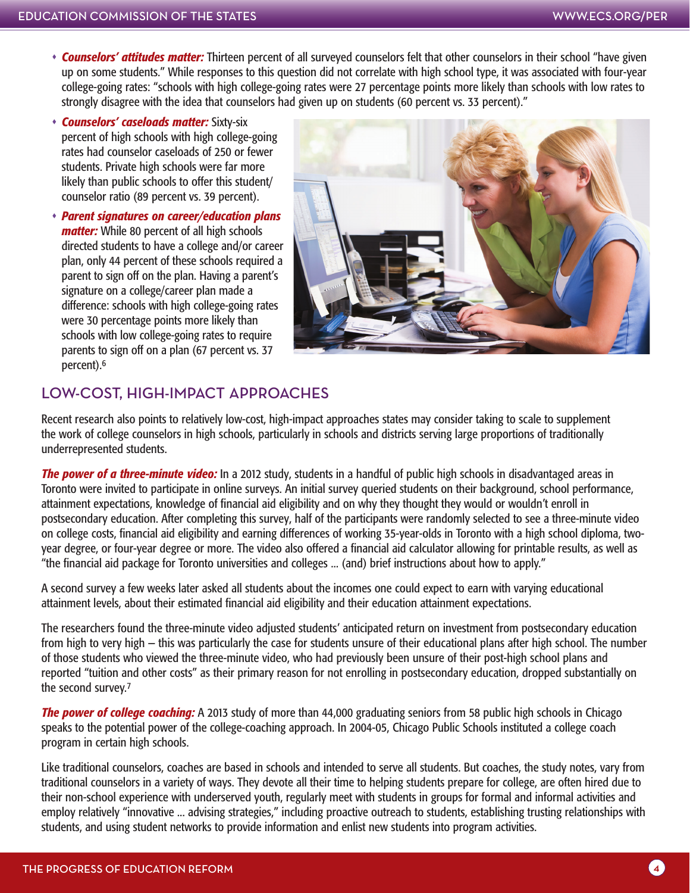- ***Counselors' attitudes matter:*** Thirteen percent of all surveyed counselors felt that other counselors in their school "have given up on some students." While responses to this question did not correlate with high school type, it was associated with four-year college-going rates: "schools with high college-going rates were 27 percentage points more likely than schools with low rates to strongly disagree with the idea that counselors had given up on students (60 percent vs. 33 percent)."
- ***Counselors' caseloads matter:*** Sixty-six percent of high schools with high college-going rates had counselor caseloads of 250 or fewer students. Private high schools were far more likely than public schools to offer this student/counselor ratio (89 percent vs. 39 percent).
- ***Parent signatures on career/education plans matter:*** While 80 percent of all high schools directed students to have a college and/or career plan, only 44 percent of these schools required a parent to sign off on the plan. Having a parent's signature on a college/career plan made a difference: schools with high college-going rates were 30 percentage points more likely than schools with low college-going rates to require parents to sign off on a plan (67 percent vs. 37 percent).[6]

## LOW-COST, HIGH-IMPACT APPROACHES

Recent research also points to relatively low-cost, high-impact approaches states may consider taking to scale to supplement the work of college counselors in high schools, particularly in schools and districts serving large proportions of traditionally underrepresented students.

***The power of a three-minute video:*** In a 2012 study, students in a handful of public high schools in disadvantaged areas in Toronto were invited to participate in online surveys. An initial survey queried students on their background, school performance, attainment expectations, knowledge of financial aid eligibility and on why they thought they would or wouldn't enroll in postsecondary education. After completing this survey, half of the participants were randomly selected to see a three-minute video on college costs, financial aid eligibility and earning differences of working 35-year-olds in Toronto with a high school diploma, two-year degree, or four-year degree or more. The video also offered a financial aid calculator allowing for printable results, as well as "the financial aid package for Toronto universities and colleges ... (and) brief instructions about how to apply."

A second survey a few weeks later asked all students about the incomes one could expect to earn with varying educational attainment levels, about their estimated financial aid eligibility and their education attainment expectations.

The researchers found the three-minute video adjusted students' anticipated return on investment from postsecondary education from high to very high – this was particularly the case for students unsure of their educational plans after high school. The number of those students who viewed the three-minute video, who had previously been unsure of their post-high school plans and reported "tuition and other costs" as their primary reason for not enrolling in postsecondary education, dropped substantially on the second survey.[7]

***The power of college coaching:*** A 2013 study of more than 44,000 graduating seniors from 58 public high schools in Chicago speaks to the potential power of the college-coaching approach. In 2004-05, Chicago Public Schools instituted a college coach program in certain high schools.

Like traditional counselors, coaches are based in schools and intended to serve all students. But coaches, the study notes, vary from traditional counselors in a variety of ways. They devote all their time to helping students prepare for college, are often hired due to their non-school experience with underserved youth, regularly meet with students in groups for formal and informal activities and employ relatively "innovative ... advising strategies," including proactive outreach to students, establishing trusting relationships with students, and using student networks to provide information and enlist new students into program activities.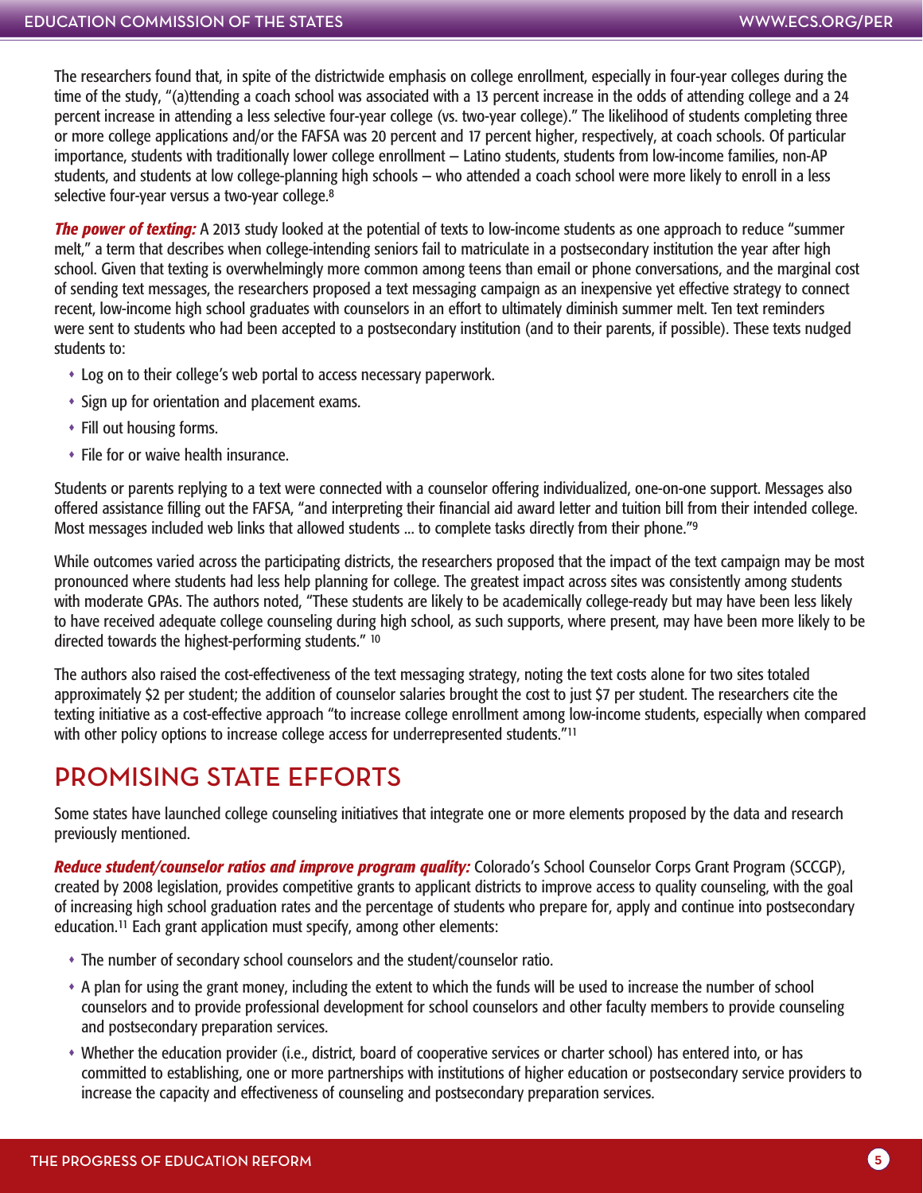The researchers found that, in spite of the districtwide emphasis on college enrollment, especially in four-year colleges during the time of the study, "(a)ttending a coach school was associated with a 13 percent increase in the odds of attending college and a 24 percent increase in attending a less selective four-year college (vs. two-year college)." The likelihood of students completing three or more college applications and/or the FAFSA was 20 percent and 17 percent higher, respectively, at coach schools. Of particular importance, students with traditionally lower college enrollment – Latino students, students from low-income families, non-AP students, and students at low college-planning high schools – who attended a coach school were more likely to enroll in a less selective four-year versus a two-year college.[8]

***The power of texting:*** A 2013 study looked at the potential of texts to low-income students as one approach to reduce "summer melt," a term that describes when college-intending seniors fail to matriculate in a postsecondary institution the year after high school. Given that texting is overwhelmingly more common among teens than email or phone conversations, and the marginal cost of sending text messages, the researchers proposed a text messaging campaign as an inexpensive yet effective strategy to connect recent, low-income high school graduates with counselors in an effort to ultimately diminish summer melt. Ten text reminders were sent to students who had been accepted to a postsecondary institution (and to their parents, if possible). These texts nudged students to:

- Log on to their college's web portal to access necessary paperwork.
- Sign up for orientation and placement exams.
- Fill out housing forms.
- File for or waive health insurance.

Students or parents replying to a text were connected with a counselor offering individualized, one-on-one support. Messages also offered assistance filling out the FAFSA, "and interpreting their financial aid award letter and tuition bill from their intended college. Most messages included web links that allowed students ... to complete tasks directly from their phone."[9]

While outcomes varied across the participating districts, the researchers proposed that the impact of the text campaign may be most pronounced where students had less help planning for college. The greatest impact across sites was consistently among students with moderate GPAs. The authors noted, "These students are likely to be academically college-ready but may have been less likely to have received adequate college counseling during high school, as such supports, where present, may have been more likely to be directed towards the highest-performing students." [10]

The authors also raised the cost-effectiveness of the text messaging strategy, noting the text costs alone for two sites totaled approximately $2 per student; the addition of counselor salaries brought the cost to just $7 per student. The researchers cite the texting initiative as a cost-effective approach "to increase college enrollment among low-income students, especially when compared with other policy options to increase college access for underrepresented students."[11]

## PROMISING STATE EFFORTS

Some states have launched college counseling initiatives that integrate one or more elements proposed by the data and research previously mentioned.

***Reduce student/counselor ratios and improve program quality:*** Colorado's School Counselor Corps Grant Program (SCCGP), created by 2008 legislation, provides competitive grants to applicant districts to improve access to quality counseling, with the goal of increasing high school graduation rates and the percentage of students who prepare for, apply and continue into postsecondary education.[11] Each grant application must specify, among other elements:

- The number of secondary school counselors and the student/counselor ratio.
- A plan for using the grant money, including the extent to which the funds will be used to increase the number of school counselors and to provide professional development for school counselors and other faculty members to provide counseling and postsecondary preparation services.
- Whether the education provider (i.e., district, board of cooperative services or charter school) has entered into, or has committed to establishing, one or more partnerships with institutions of higher education or postsecondary service providers to increase the capacity and effectiveness of counseling and postsecondary preparation services.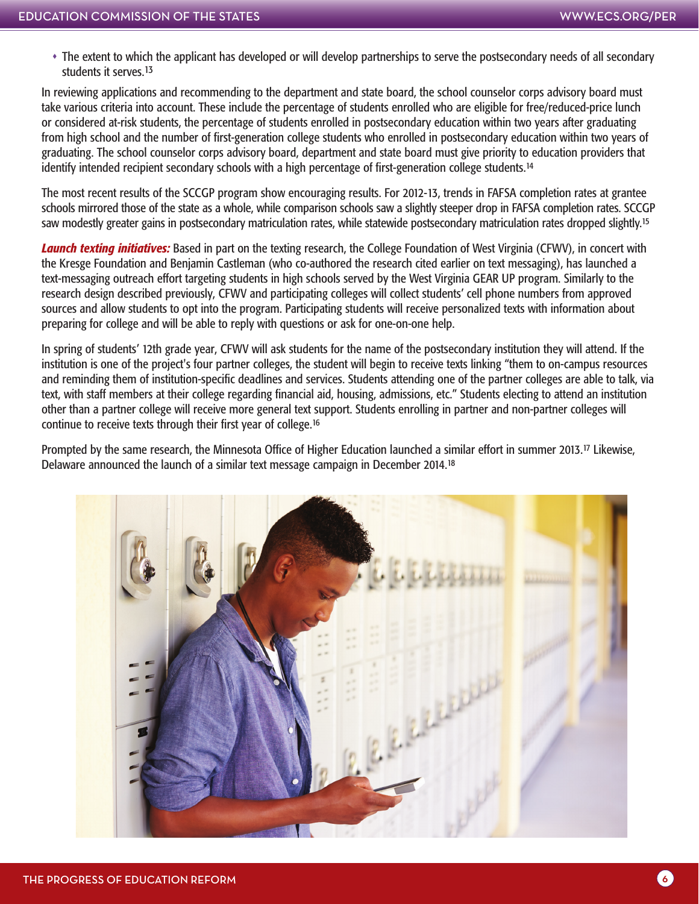- The extent to which the applicant has developed or will develop partnerships to serve the postsecondary needs of all secondary students it serves.[13]

In reviewing applications and recommending to the department and state board, the school counselor corps advisory board must take various criteria into account. These include the percentage of students enrolled who are eligible for free/reduced-price lunch or considered at-risk students, the percentage of students enrolled in postsecondary education within two years after graduating from high school and the number of first-generation college students who enrolled in postsecondary education within two years of graduating. The school counselor corps advisory board, department and state board must give priority to education providers that identify intended recipient secondary schools with a high percentage of first-generation college students.[14]

The most recent results of the SCCGP program show encouraging results. For 2012-13, trends in FAFSA completion rates at grantee schools mirrored those of the state as a whole, while comparison schools saw a slightly steeper drop in FAFSA completion rates. SCCGP saw modestly greater gains in postsecondary matriculation rates, while statewide postsecondary matriculation rates dropped slightly.[15]

***Launch texting initiatives:*** Based in part on the texting research, the College Foundation of West Virginia (CFWV), in concert with the Kresge Foundation and Benjamin Castleman (who co-authored the research cited earlier on text messaging), has launched a text-messaging outreach effort targeting students in high schools served by the West Virginia GEAR UP program. Similarly to the research design described previously, CFWV and participating colleges will collect students' cell phone numbers from approved sources and allow students to opt into the program. Participating students will receive personalized texts with information about preparing for college and will be able to reply with questions or ask for one-on-one help.

In spring of students' 12th grade year, CFWV will ask students for the name of the postsecondary institution they will attend. If the institution is one of the project's four partner colleges, the student will begin to receive texts linking "them to on-campus resources and reminding them of institution-specific deadlines and services. Students attending one of the partner colleges are able to talk, via text, with staff members at their college regarding financial aid, housing, admissions, etc." Students electing to attend an institution other than a partner college will receive more general text support. Students enrolling in partner and non-partner colleges will continue to receive texts through their first year of college.[16]

Prompted by the same research, the Minnesota Office of Higher Education launched a similar effort in summer 2013.[17] Likewise, Delaware announced the launch of a similar text message campaign in December 2014.[18]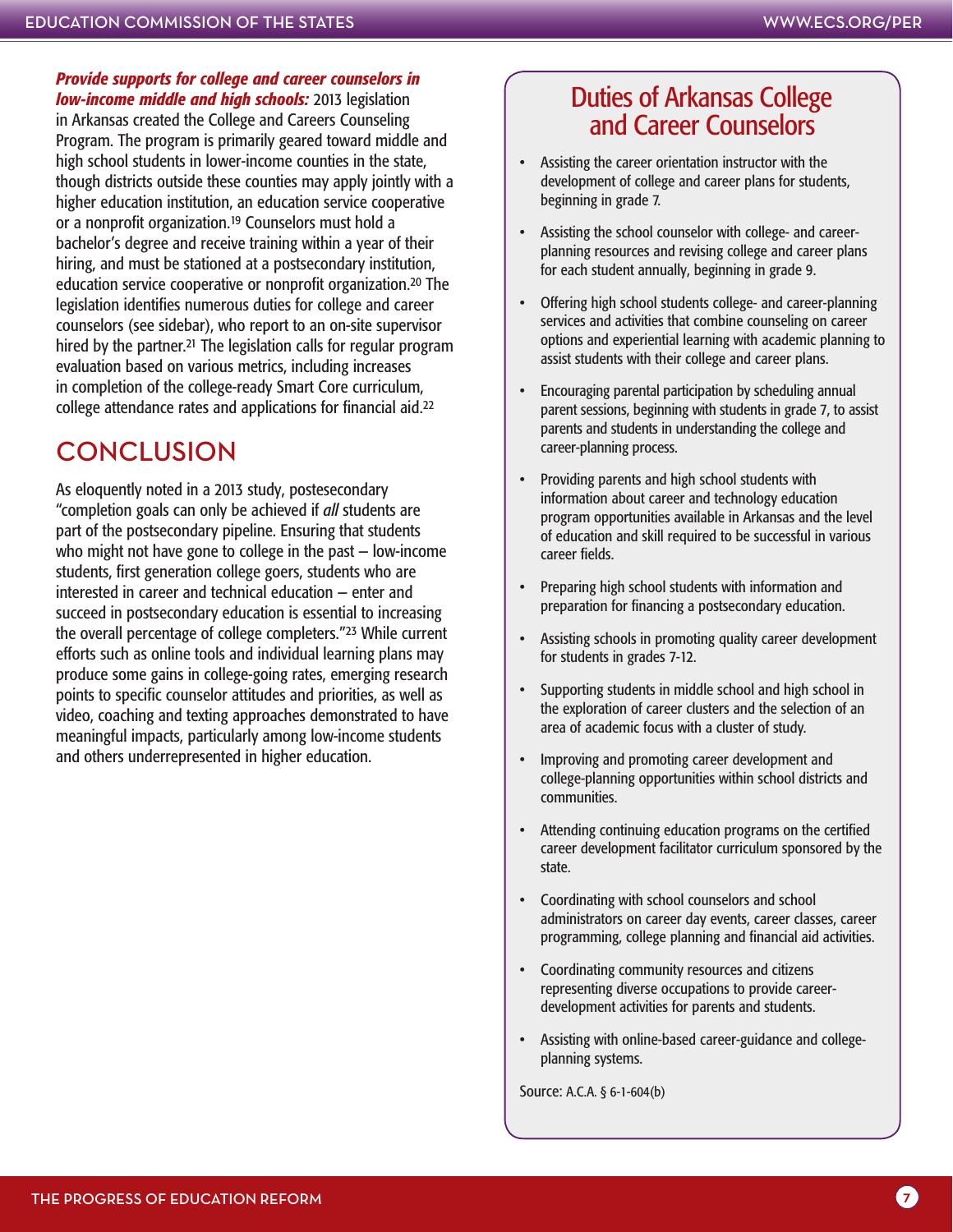***Provide supports for college and career counselors in low-income middle and high schools:*** 2013 legislation in Arkansas created the College and Careers Counseling Program. The program is primarily geared toward middle and high school students in lower-income counties in the state, though districts outside these counties may apply jointly with a higher education institution, an education service cooperative or a nonprofit organization.[19] Counselors must hold a bachelor's degree and receive training within a year of their hiring, and must be stationed at a postsecondary institution, education service cooperative or nonprofit organization.[20] The legislation identifies numerous duties for college and career counselors (see sidebar), who report to an on-site supervisor hired by the partner.[21] The legislation calls for regular program evaluation based on various metrics, including increases in completion of the college-ready Smart Core curriculum, college attendance rates and applications for financial aid.[22]

## CONCLUSION

As eloquently noted in a 2013 study, postesecondary "completion goals can only be achieved if *all* students are part of the postsecondary pipeline. Ensuring that students who might not have gone to college in the past – low-income students, first generation college goers, students who are interested in career and technical education – enter and succeed in postsecondary education is essential to increasing the overall percentage of college completers."[23] While current efforts such as online tools and individual learning plans may produce some gains in college-going rates, emerging research points to specific counselor attitudes and priorities, as well as video, coaching and texting approaches demonstrated to have meaningful impacts, particularly among low-income students and others underrepresented in higher education.

### Duties of Arkansas College and Career Counselors

- Assisting the career orientation instructor with the development of college and career plans for students, beginning in grade 7.
- Assisting the school counselor with college- and career-planning resources and revising college and career plans for each student annually, beginning in grade 9.
- Offering high school students college- and career-planning services and activities that combine counseling on career options and experiential learning with academic planning to assist students with their college and career plans.
- Encouraging parental participation by scheduling annual parent sessions, beginning with students in grade 7, to assist parents and students in understanding the college and career-planning process.
- Providing parents and high school students with information about career and technology education program opportunities available in Arkansas and the level of education and skill required to be successful in various career fields.
- Preparing high school students with information and preparation for financing a postsecondary education.
- Assisting schools in promoting quality career development for students in grades 7-12.
- Supporting students in middle school and high school in the exploration of career clusters and the selection of an area of academic focus with a cluster of study.
- Improving and promoting career development and college-planning opportunities within school districts and communities.
- Attending continuing education programs on the certified career development facilitator curriculum sponsored by the state.
- Coordinating with school counselors and school administrators on career day events, career classes, career programming, college planning and financial aid activities.
- Coordinating community resources and citizens representing diverse occupations to provide career-development activities for parents and students.
- Assisting with online-based career-guidance and college-planning systems.

Source: A.C.A. § 6-1-604(b)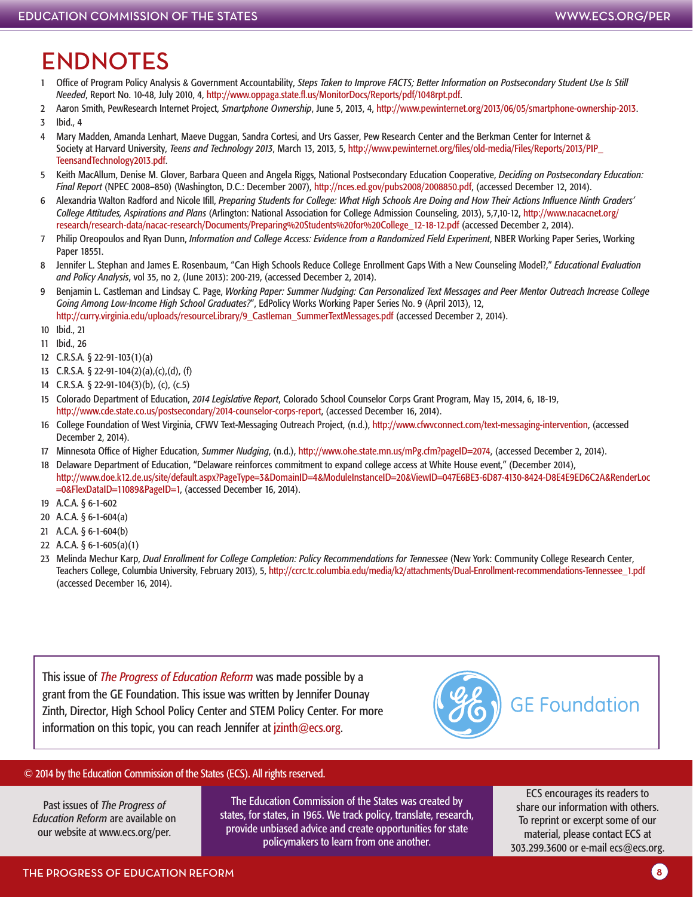# ENDNOTES

1. Office of Program Policy Analysis & Government Accountability, *Steps Taken to Improve FACTS; Better Information on Postsecondary Student Use Is Still Needed*, Report No. 10-48, July 2010, 4, http://www.oppaga.state.fl.us/MonitorDocs/Reports/pdf/1048rpt.pdf.
2. Aaron Smith, PewResearch Internet Project, *Smartphone Ownership*, June 5, 2013, 4, http://www.pewinternet.org/2013/06/05/smartphone-ownership-2013.
3. Ibid., 4
4. Mary Madden, Amanda Lenhart, Maeve Duggan, Sandra Cortesi, and Urs Gasser, Pew Research Center and the Berkman Center for Internet & Society at Harvard University, *Teens and Technology 2013*, March 13, 2013, 5, http://www.pewinternet.org/files/old-media/Files/Reports/2013/PIP_TeensandTechnology2013.pdf.
5. Keith MacAllum, Denise M. Glover, Barbara Queen and Angela Riggs, National Postsecondary Education Cooperative, *Deciding on Postsecondary Education: Final Report* (NPEC 2008–850) (Washington, D.C.: December 2007), http://nces.ed.gov/pubs2008/2008850.pdf, (accessed December 12, 2014).
6. Alexandria Walton Radford and Nicole Ifill, *Preparing Students for College: What High Schools Are Doing and How Their Actions Influence Ninth Graders' College Attitudes, Aspirations and Plans* (Arlington: National Association for College Admission Counseling, 2013), 5,7,10-12, http://www.nacacnet.org/research/research-data/nacac-research/Documents/Preparing%20Students%20for%20College_12-18-12.pdf (accessed December 2, 2014).
7. Philip Oreopoulos and Ryan Dunn, *Information and College Access: Evidence from a Randomized Field Experiment*, NBER Working Paper Series, Working Paper 18551.
8. Jennifer L. Stephan and James E. Rosenbaum, "Can High Schools Reduce College Enrollment Gaps With a New Counseling Model?," *Educational Evaluation and Policy Analysis*, vol 35, no 2, (June 2013): 200-219, (accessed December 2, 2014).
9. Benjamin L. Castleman and Lindsay C. Page, *Working Paper: Summer Nudging: Can Personalized Text Messages and Peer Mentor Outreach Increase College Going Among Low-Income High School Graduates?*", EdPolicy Works Working Paper Series No. 9 (April 2013), 12, http://curry.virginia.edu/uploads/resourceLibrary/9_Castleman_SummerTextMessages.pdf (accessed December 2, 2014).
10. Ibid., 21
11. Ibid., 26
12. C.R.S.A. § 22-91-103(1)(a)
13. C.R.S.A. § 22-91-104(2)(a),(c),(d), (f)
14. C.R.S.A. § 22-91-104(3)(b), (c), (c.5)
15. Colorado Department of Education, *2014 Legislative Report*, Colorado School Counselor Corps Grant Program, May 15, 2014, 6, 18-19, http://www.cde.state.co.us/postsecondary/2014-counselor-corps-report, (accessed December 16, 2014).
16. College Foundation of West Virginia, CFWV Text-Messaging Outreach Project, (n.d.), http://www.cfwvconnect.com/text-messaging-intervention, (accessed December 2, 2014).
17. Minnesota Office of Higher Education, *Summer Nudging*, (n.d.), http://www.ohe.state.mn.us/mPg.cfm?pageID=2074, (accessed December 2, 2014).
18. Delaware Department of Education, "Delaware reinforces commitment to expand college access at White House event," (December 2014), http://www.doe.k12.de.us/site/default.aspx?PageType=3&DomainID=4&ModuleInstanceID=20&ViewID=047E6BE3-6D87-4130-8424-D8E4E9ED6C2A&RenderLoc=0&FlexDataID=11089&PageID=1, (accessed December 16, 2014).
19. A.C.A. § 6-1-602
20. A.C.A. § 6-1-604(a)
21. A.C.A. § 6-1-604(b)
22. A.C.A. § 6-1-605(a)(1)
23. Melinda Mechur Karp, *Dual Enrollment for College Completion: Policy Recommendations for Tennessee* (New York: Community College Research Center, Teachers College, Columbia University, February 2013), 5, http://ccrc.tc.columbia.edu/media/k2/attachments/Dual-Enrollment-recommendations-Tennessee_1.pdf (accessed December 16, 2014).

This issue of *The Progress of Education Reform* was made possible by a grant from the GE Foundation. This issue was written by Jennifer Dounay Zinth, Director, High School Policy Center and STEM Policy Center. For more information on this topic, you can reach Jennifer at jzinth@ecs.org.

GE Foundation

© 2014 by the Education Commission of the States (ECS). All rights reserved.

Past issues of *The Progress of Education Reform* are available on our website at www.ecs.org/per.

The Education Commission of the States was created by states, for states, in 1965. We track policy, translate, research, provide unbiased advice and create opportunities for state policymakers to learn from one another.

ECS encourages its readers to share our information with others. To reprint or excerpt some of our material, please contact ECS at 303.299.3600 or e-mail ecs@ecs.org.